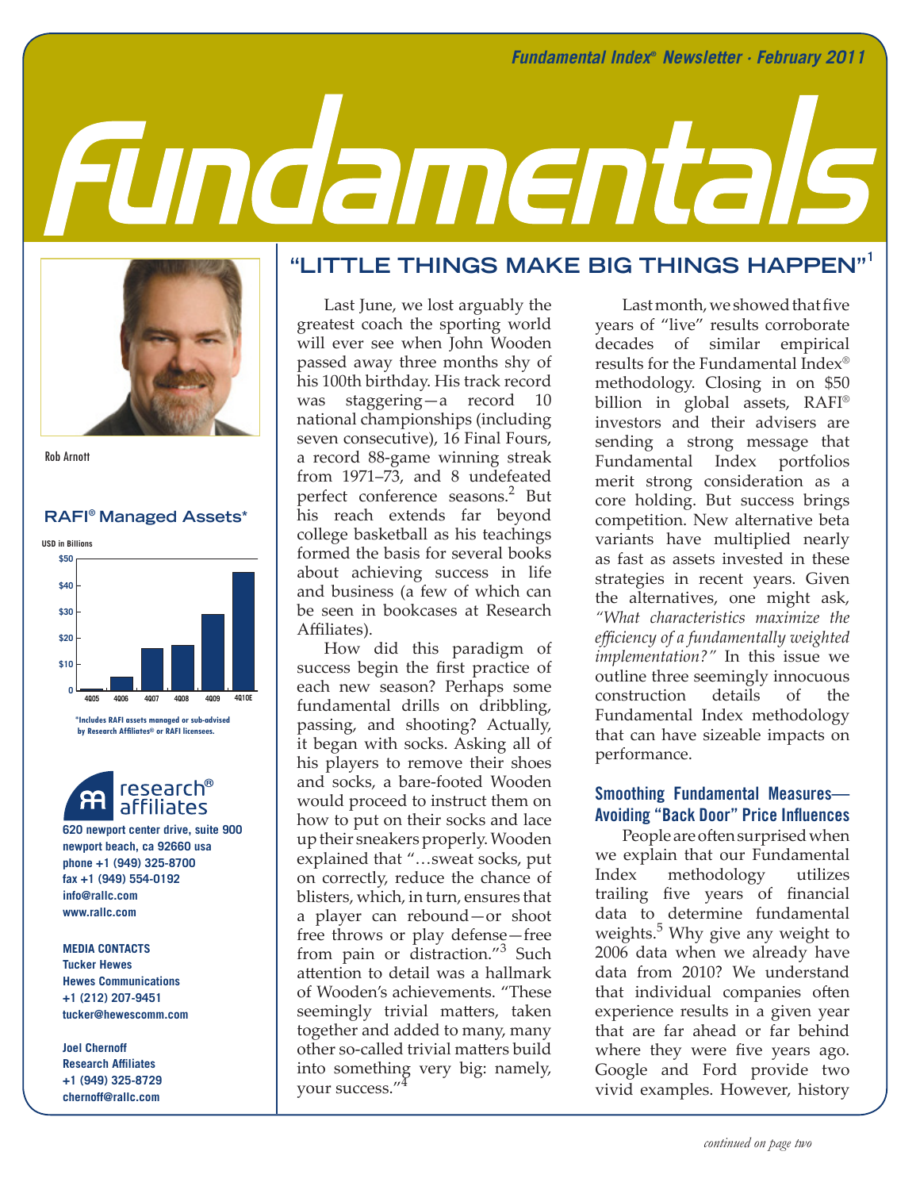*Fundamental Index® Newsletter · February 2011*

# Fundamentals

Rob Arnott

**RAFI® Managed Assets***

USD in Billions

*Includes RAFI assets managed or sub-advised by Research Affiliates® or RAFI licensees.

research® affiliates

620 newport center drive, suite 900
newport beach, ca 92660 usa
phone +1 (949) 325-8700
fax +1 (949) 554-0192
info@rallc.com
www.rallc.com

**MEDIA CONTACTS**

Tucker Hewes
Hewes Communications
+1 (212) 207-9451
tucker@hewescomm.com

Joel Chernoff
Research Affiliates
+1 (949) 325-8729
chernoff@rallc.com

## "LITTLE THINGS MAKE BIG THINGS HAPPEN"[1]

Last June, we lost arguably the greatest coach the sporting world will ever see when John Wooden passed away three months shy of his 100th birthday. His track record was staggering—a record 10 national championships (including seven consecutive), 16 Final Fours, a record 88-game winning streak from 1971–73, and 8 undefeated perfect conference seasons.[2] But his reach extends far beyond college basketball as his teachings formed the basis for several books about achieving success in life and business (a few of which can be seen in bookcases at Research Affiliates).

How did this paradigm of success begin the first practice of each new season? Perhaps some fundamental drills on dribbling, passing, and shooting? Actually, it began with socks. Asking all of his players to remove their shoes and socks, a bare-footed Wooden would proceed to instruct them on how to put on their socks and lace up their sneakers properly. Wooden explained that "…sweat socks, put on correctly, reduce the chance of blisters, which, in turn, ensures that a player can rebound—or shoot free throws or play defense—free from pain or distraction."[3] Such attention to detail was a hallmark of Wooden's achievements. "These seemingly trivial matters, taken together and added to many, many other so-called trivial matters build into something very big: namely, your success."[4]

Last month, we showed that five years of "live" results corroborate decades of similar empirical results for the Fundamental Index® methodology. Closing in on $50 billion in global assets, RAFI® investors and their advisers are sending a strong message that Fundamental Index portfolios merit strong consideration as a core holding. But success brings competition. New alternative beta variants have multiplied nearly as fast as assets invested in these strategies in recent years. Given the alternatives, one might ask, *"What characteristics maximize the efficiency of a fundamentally weighted implementation?"* In this issue we outline three seemingly innocuous construction details of the Fundamental Index methodology that can have sizeable impacts on performance.

### Smoothing Fundamental Measures—Avoiding "Back Door" Price Influences

People are often surprised when we explain that our Fundamental Index methodology utilizes trailing five years of financial data to determine fundamental weights.[5] Why give any weight to 2006 data when we already have data from 2010? We understand that individual companies often experience results in a given year that are far ahead or far behind where they were five years ago. Google and Ford provide two vivid examples. However, history

*continued on page two*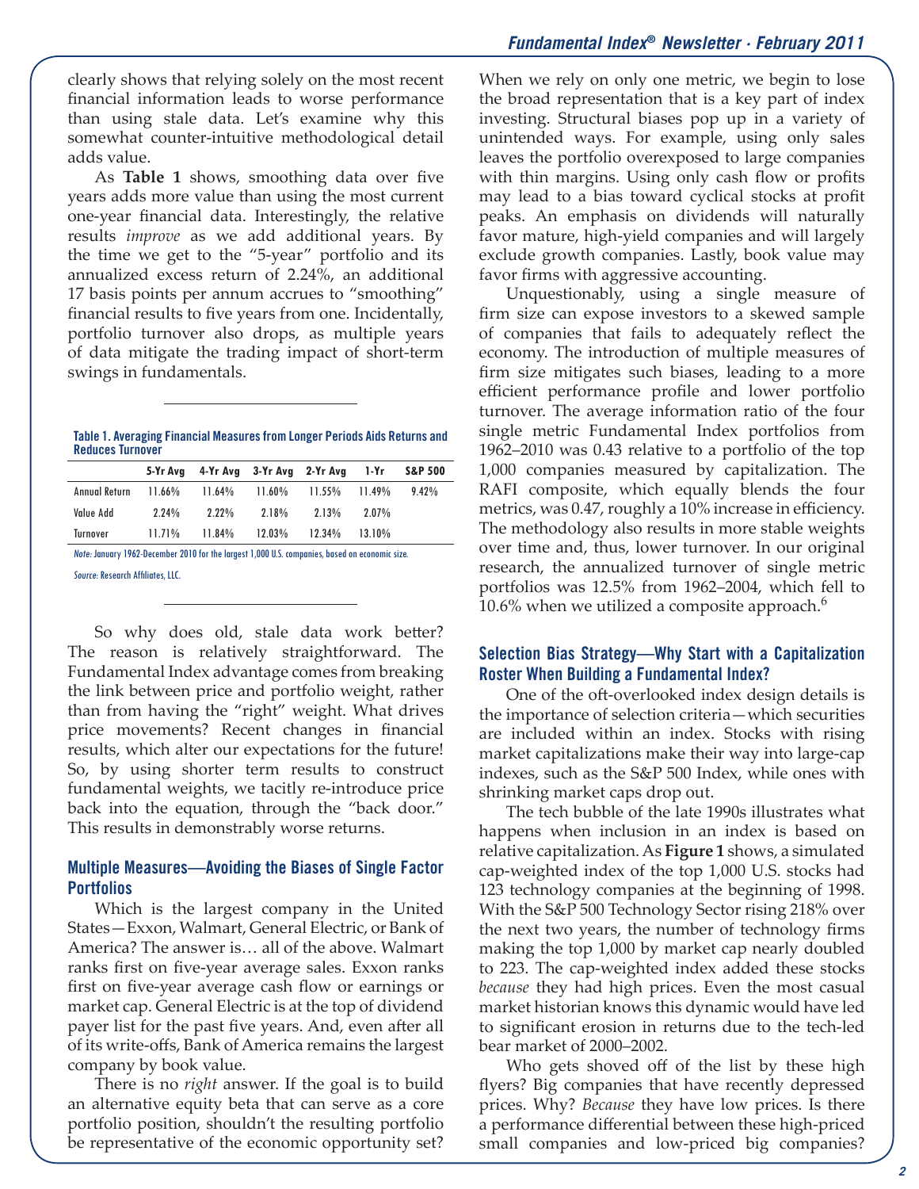clearly shows that relying solely on the most recent financial information leads to worse performance than using stale data. Let's examine why this somewhat counter-intuitive methodological detail adds value.

As **Table 1** shows, smoothing data over five years adds more value than using the most current one-year financial data. Interestingly, the relative results *improve* as we add additional years. By the time we get to the "5-year" portfolio and its annualized excess return of 2.24%, an additional 17 basis points per annum accrues to "smoothing" financial results to five years from one. Incidentally, portfolio turnover also drops, as multiple years of data mitigate the trading impact of short-term swings in fundamentals.

**Table 1. Averaging Financial Measures from Longer Periods Aids Returns and Reduces Turnover**

| | 5-Yr Avg | 4-Yr Avg | 3-Yr Avg | 2-Yr Avg | 1-Yr | S&P 500 |
|---|---|---|---|---|---|---|
| Annual Return | 11.66% | 11.64% | 11.60% | 11.55% | 11.49% | 9.42% |
| Value Add | 2.24% | 2.22% | 2.18% | 2.13% | 2.07% | |
| Turnover | 11.71% | 11.84% | 12.03% | 12.34% | 13.10% | |

*Note:* January 1962-December 2010 for the largest 1,000 U.S. companies, based on economic size.

*Source:* Research Affiliates, LLC.

So why does old, stale data work better? The reason is relatively straightforward. The Fundamental Index advantage comes from breaking the link between price and portfolio weight, rather than from having the "right" weight. What drives price movements? Recent changes in financial results, which alter our expectations for the future! So, by using shorter term results to construct fundamental weights, we tacitly re-introduce price back into the equation, through the "back door." This results in demonstrably worse returns.

## Multiple Measures—Avoiding the Biases of Single Factor Portfolios

Which is the largest company in the United States—Exxon, Walmart, General Electric, or Bank of America? The answer is… all of the above. Walmart ranks first on five-year average sales. Exxon ranks first on five-year average cash flow or earnings or market cap. General Electric is at the top of dividend payer list for the past five years. And, even after all of its write-offs, Bank of America remains the largest company by book value.

There is no *right* answer. If the goal is to build an alternative equity beta that can serve as a core portfolio position, shouldn't the resulting portfolio be representative of the economic opportunity set? When we rely on only one metric, we begin to lose the broad representation that is a key part of index investing. Structural biases pop up in a variety of unintended ways. For example, using only sales leaves the portfolio overexposed to large companies with thin margins. Using only cash flow or profits may lead to a bias toward cyclical stocks at profit peaks. An emphasis on dividends will naturally favor mature, high-yield companies and will largely exclude growth companies. Lastly, book value may favor firms with aggressive accounting.

Unquestionably, using a single measure of firm size can expose investors to a skewed sample of companies that fails to adequately reflect the economy. The introduction of multiple measures of firm size mitigates such biases, leading to a more efficient performance profile and lower portfolio turnover. The average information ratio of the four single metric Fundamental Index portfolios from 1962–2010 was 0.43 relative to a portfolio of the top 1,000 companies measured by capitalization. The RAFI composite, which equally blends the four metrics, was 0.47, roughly a 10% increase in efficiency. The methodology also results in more stable weights over time and, thus, lower turnover. In our original research, the annualized turnover of single metric portfolios was 12.5% from 1962–2004, which fell to 10.6% when we utilized a composite approach.[6]

## Selection Bias Strategy—Why Start with a Capitalization Roster When Building a Fundamental Index?

One of the oft-overlooked index design details is the importance of selection criteria—which securities are included within an index. Stocks with rising market capitalizations make their way into large-cap indexes, such as the S&P 500 Index, while ones with shrinking market caps drop out.

The tech bubble of the late 1990s illustrates what happens when inclusion in an index is based on relative capitalization. As **Figure 1** shows, a simulated cap-weighted index of the top 1,000 U.S. stocks had 123 technology companies at the beginning of 1998. With the S&P 500 Technology Sector rising 218% over the next two years, the number of technology firms making the top 1,000 by market cap nearly doubled to 223. The cap-weighted index added these stocks *because* they had high prices. Even the most casual market historian knows this dynamic would have led to significant erosion in returns due to the tech-led bear market of 2000–2002.

Who gets shoved off of the list by these high flyers? Big companies that have recently depressed prices. Why? *Because* they have low prices. Is there a performance differential between these high-priced small companies and low-priced big companies?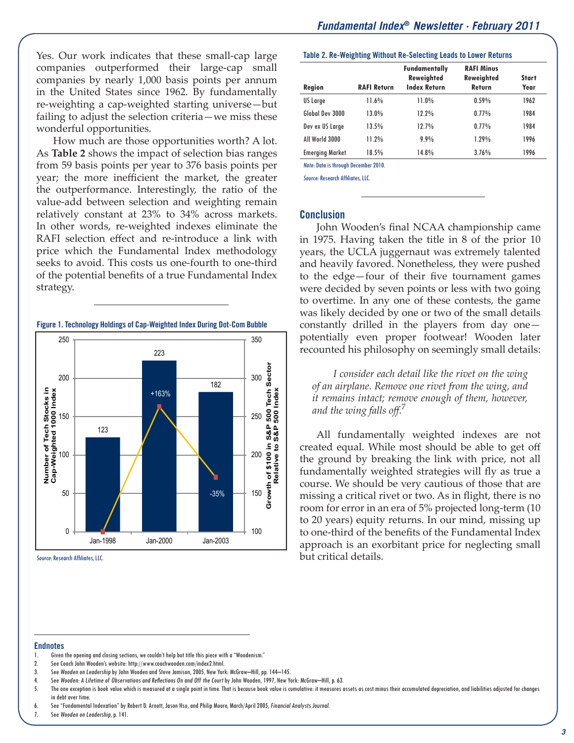Yes. Our work indicates that these small-cap large companies outperformed their large-cap small companies by nearly 1,000 basis points per annum in the United States since 1962. By fundamentally re-weighting a cap-weighted starting universe—but failing to adjust the selection criteria—we miss these wonderful opportunities.

How much are those opportunities worth? A lot. As **Table 2** shows the impact of selection bias ranges from 59 basis points per year to 376 basis points per year; the more inefficient the market, the greater the outperformance. Interestingly, the ratio of the value-add between selection and weighting remain relatively constant at 23% to 34% across markets. In other words, re-weighted indexes eliminate the RAFI selection effect and re-introduce a link with price which the Fundamental Index methodology seeks to avoid. This costs us one-fourth to one-third of the potential benefits of a true Fundamental Index strategy.

**Figure 1. Technology Holdings of Cap-Weighted Index During Dot-Com Bubble**

| | Jan-1998 | Jan-2000 | Jan-2003 |
|---|---|---|---|
| Number of Tech Stocks in Cap-Weighted 1000 Index | 123 | 223 | 182 |
| Growth of $100 in S&P 500 Tech Sector Relative to S&P 500 Index | | +163% | -35% |

*Source:* Research Affiliates, LLC.

**Table 2. Re-Weighting Without Re-Selecting Leads to Lower Returns**

| Region | RAFI Return | Fundamentally Reweighted Index Return | RAFI Minus Reweighted Return | Start Year |
|---|---|---|---|---|
| US Large | 11.6% | 11.0% | 0.59% | 1962 |
| Global Dev 3000 | 13.0% | 12.2% | 0.77% | 1984 |
| Dev ex US Large | 13.5% | 12.7% | 0.77% | 1984 |
| All World 3000 | 11.2% | 9.9% | 1.29% | 1996 |
| Emerging Market | 18.5% | 14.8% | 3.76% | 1996 |

*Note:* Data is through December 2010.

*Source:* Research Affiliates, LLC.

## Conclusion

John Wooden's final NCAA championship came in 1975. Having taken the title in 8 of the prior 10 years, the UCLA juggernaut was extremely talented and heavily favored. Nonetheless, they were pushed to the edge—four of their five tournament games were decided by seven points or less with two going to overtime. In any one of these contests, the game was likely decided by one or two of the small details constantly drilled in the players from day one—potentially even proper footwear! Wooden later recounted his philosophy on seemingly small details:

> *I consider each detail like the rivet on the wing of an airplane. Remove one rivet from the wing, and it remains intact; remove enough of them, however, and the wing falls off.*[7]

All fundamentally weighted indexes are not created equal. While most should be able to get off the ground by breaking the link with price, not all fundamentally weighted strategies will fly as true a course. We should be very cautious of those that are missing a critical rivet or two. As in flight, there is no room for error in an era of 5% projected long-term (10 to 20 years) equity returns. In our mind, missing up to one-third of the benefits of the Fundamental Index approach is an exorbitant price for neglecting small but critical details.

### Endnotes

1. Given the opening and closing sections, we couldn't help but title this piece with a "Woodenism."
2. See Coach John Wooden's website: http://www.coachwooden.com/index2.html.
3. See *Wooden on Leadership* by John Wooden and Steve Jamison, 2005, New York: McGraw–Hill, pp. 144–145.
4. See *Wooden: A Lifetime of Observations and Reflections On and Off the Court* by John Wooden, 1997, New York: McGraw–Hill, p. 63.
5. The one exception is book value which is measured at a single point in time. That is because book value is cumulative: it measures assets as cost minus their accumulated depreciation, and liabilities adjusted for changes in debt over time.
6. See "Fundamental Indexation" by Robert D. Arnott, Jason Hsu, and Philip Moore, March/April 2005, *Financial Analysts Journal*.
7. See *Wooden on Leadership*, p. 141.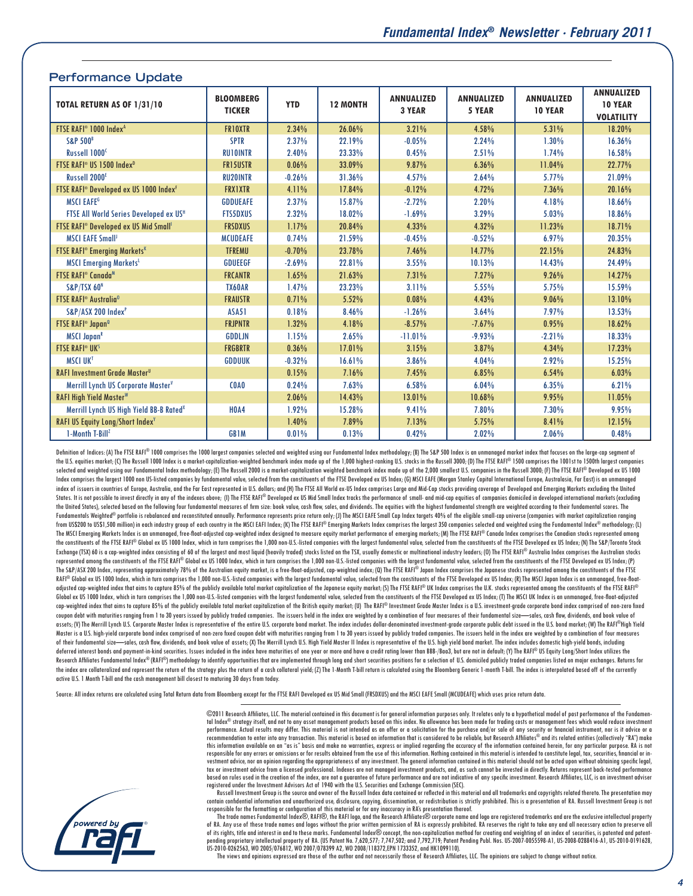## Performance Update

| TOTAL RETURN AS OF 1/31/10 | BLOOMBERG TICKER | YTD | 12 MONTH | ANNUALIZED 3 YEAR | ANNUALIZED 5 YEAR | ANNUALIZED 10 YEAR | ANNUALIZED 10 YEAR VOLATILITY |
|---|---|---|---|---|---|---|---|
| FTSE RAFI® 1000 Index[A] | FR10XTR | 2.34% | 26.06% | 3.21% | 4.58% | 5.31% | 18.20% |
| S&P 500[B] | SPTR | 2.37% | 22.19% | -0.05% | 2.24% | 1.30% | 16.36% |
| Russell 1000[C] | RU10INTR | 2.40% | 23.33% | 0.45% | 2.51% | 1.74% | 16.58% |
| FTSE RAFI® US 1500 Index[D] | FR15USTR | 0.06% | 33.09% | 9.87% | 6.36% | 11.04% | 22.77% |
| Russell 2000[E] | RU20INTR | -0.26% | 31.36% | 4.57% | 2.64% | 5.77% | 21.09% |
| FTSE RAFI® Developed ex US 1000 Index[F] | FRX1XTR | 4.11% | 17.84% | -0.12% | 4.72% | 7.36% | 20.16% |
| MSCI EAFE[G] | GDDUEAFE | 2.37% | 15.87% | -2.72% | 2.20% | 4.18% | 18.66% |
| FTSE All World Series Developed ex US[H] | FTS5DXUS | 2.32% | 18.02% | -1.69% | 3.29% | 5.03% | 18.86% |
| FTSE RAFI® Developed ex US Mid Small[I] | FRSDXUS | 1.17% | 20.84% | 4.33% | 4.32% | 11.23% | 18.71% |
| MSCI EAFE Small[J] | MCUDEAFE | 0.74% | 21.59% | -0.45% | -0.52% | 6.97% | 20.35% |
| FTSE RAFI® Emerging Markets[K] | TFREMU | -0.70% | 23.78% | 7.46% | 14.77% | 22.15% | 24.83% |
| MSCI Emerging Markets[L] | GDUEEGF | -2.69% | 22.81% | 3.55% | 10.13% | 14.43% | 24.49% |
| FTSE RAFI® Canada[M] | FRCANTR | 1.65% | 21.63% | 7.31% | 7.27% | 9.26% | 14.27% |
| S&P/TSX 60[N] | TX60AR | 1.47% | 23.23% | 3.11% | 5.55% | 5.75% | 15.59% |
| FTSE RAFI® Australia[O] | FRAUSTR | 0.71% | 5.52% | 0.08% | 4.43% | 9.06% | 13.10% |
| S&P/ASX 200 Index[P] | ASA51 | 0.18% | 8.46% | -1.26% | 3.64% | 7.97% | 13.53% |
| FTSE RAFI® Japan[Q] | FRJPNTR | 1.32% | 4.18% | -8.57% | -7.67% | 0.95% | 18.62% |
| MSCI Japan[R] | GDDLJN | 1.15% | 2.65% | -11.01% | -9.93% | -2.21% | 18.33% |
| FTSE RAFI® UK[S] | FRGBRTR | 0.36% | 17.01% | 3.15% | 3.87% | 4.34% | 17.23% |
| MSCI UK[T] | GDDUUK | -0.32% | 16.61% | 3.86% | 4.04% | 2.92% | 15.25% |
| RAFI Investment Grade Master[U] | | 0.15% | 7.16% | 7.45% | 6.85% | 6.54% | 6.03% |
| Merrill Lynch US Corporate Master[V] | C0A0 | 0.24% | 7.63% | 6.58% | 6.04% | 6.35% | 6.21% |
| RAFI High Yield Master[W] | | 2.06% | 14.43% | 13.01% | 10.68% | 9.95% | 11.05% |
| Merrill Lynch US High Yield BB-B Rated[X] | H0A4 | 1.92% | 15.28% | 9.41% | 7.80% | 7.30% | 9.95% |
| RAFI US Equity Long/Short Index[Y] | | 1.40% | 7.89% | 7.13% | 5.75% | 8.41% | 12.15% |
| 1-Month T-Bill[Z] | GB1M | 0.01% | 0.13% | 0.42% | 2.02% | 2.06% | 0.48% |

Definition of Indices: (A) The FTSE RAFI® 1000 comprises the 1000 largest companies selected and weighted using our Fundamental Index methodology; (B) The S&P 500 Index is an unmanaged market index that focuses on the large-cap segment of the U.S. equities market; (C) The Russell 1000 Index is a market-capitalization-weighted benchmark index made up of the 1,000 highest-ranking U.S. stocks in the Russell 3000; (D) The FTSE RAFI® 1500 comprises the 1001st to 1500th largest companies selected and weighted using our Fundamental Index methodology; (E) The Russell 2000 is a market-capitalization weighted benchmark index made up of the 2,000 smallest U.S. companies in the Russell 3000; (F) The FTSE RAFI® Developed ex US 1000 Index comprises the largest 1000 non US-listed companies by fundamental value, selected from the constituents of the FTSE Developed ex US Index; (G) MSCI EAFE (Morgan Stanley Capital International Europe, Australasia, Far East) is an unmanaged index of issuers in countries of Europe, Australia, and the Far East represented in U.S. dollars; and (H) The FTSE All World ex-US Index comprises Large and Mid-Cap stocks providing coverage of Developed and Emerging Markets excluding the United States. It is not possible to invest directly in any of the indexes above; (I) The FTSE RAFI® Developed ex US Mid Small Index tracks the performance of small- and mid-cap equities of companies domiciled in developed international markets (excluding the United States), selected based on the following four fundamental measures of firm size: book value, cash flow, sales, and dividends. The equities with the highest fundamental strength are weighted according to their fundamental scores. The Fundamentals Weighted® portfolio is rebalanced and reconstituted annually. Performance represents price return only; (J) The MSCI EAFE Small Cap Index targets 40% of the eligible small-cap universe (companies with market capitalization ranging from US$200 to US$1,500 million) in each industry group of each country in the MSCI EAFE Index; (K) The FTSE RAFI® Emerging Markets Index comprises the largest 350 companies selected and weighted using the Fundamental Index® methodology; (L) The MSCI Emerging Markets Index is an unmanaged, free-float-adjusted cap-weighted index designed to measure equity market performance of emerging markets; (M) The FTSE RAFI® Canada Index comprises the Canadian stocks represented among the constituents of the FTSE RAFI® Global ex US 1000 Index, which in turn comprises the 1,000 non-U.S.-listed companies with the largest fundamental value, selected from the constituents of the FTSE Developed ex US Index; (N) The S&P/Toronto Stock Exchange (TSX) 60 is a cap-weighted index consisting of 60 of the largest and most liquid (heavily traded) stocks listed on the TSX, usually domestic or multinational industry leaders; (O) The FTSE RAFI® Australia Index comprises the Australian stocks represented among the constituents of the FTSE RAFI® Global ex US 1000 Index, which in turn comprises the 1,000 non-U.S.-listed companies with the largest fundamental value, selected from the constituents of the FTSE Developed ex US Index; (P) The S&P/ASX 200 Index, representing approximately 78% of the Australian equity market, is a free-float-adjusted, cap-weighted index; (Q) The FTSE RAFI® Japan Index comprises the Japanese stocks represented among the constituents of the FTSE RAFI® Global ex US 1000 Index, which in turn comprises the 1,000 non-U.S.-listed companies with the largest fundamental value, selected from the constituents of the FTSE Developed ex US Index; (R) The MSCI Japan Index is an unmanaged, free-float-adjusted cap-weighted index that aims to capture 85% of the publicly available total market capitalization of the Japanese equity market; (S) The FTSE RAFI® UK Index comprises the U.K. stocks represented among the constituents of the FTSE RAFI® Global ex US 1000 Index, which in turn comprises the 1,000 non-U.S.-listed companies with the largest fundamental value, selected from the constituents of the FTSE Developed ex US Index; (T) The MSCI UK Index is an unmanaged, free-float-adjusted cap-weighted index that aims to capture 85% of the publicly available total market capitalization of the British equity market; (U) The RAFI® Investment Grade Master Index is a U.S. investment-grade corporate bond index comprised of non-zero fixed coupon debt with maturities ranging from 1 to 30 years issued by publicly traded companies. The issuers held in the index are weighted by a combination of four measures of their fundamental size—sales, cash flow, dividends, and book value of assets; (V) The Merrill Lynch U.S. Corporate Master Index is representative of the entire U.S. corporate bond market. The index includes dollar-denominated investment-grade corporate public debt issued in the U.S. bond market; (W) The RAFI®High Yield Master is a U.S. high-yield corporate bond index comprised of non-zero fixed coupon debt with maturities ranging from 1 to 30 years issued by publicly traded companies. The issuers held in the index are weighted by a combination of four measures of their fundamental size—sales, cash flow, dividends, and book value of assets; (X) The Merrill Lynch U.S. High Yield Master II Index is representative of the U.S. high yield bond market. The index includes domestic high-yield bonds, including deferred interest bonds and payment-in-kind securities. Issues included in the index have maturities of one year or more and have a credit rating lower than BBB-/Baa3, but are not in default; (Y) The RAFI® US Equity Long/Short Index utilizes the Research Affiliates Fundamental Index® (RAFI®) methodology to identify opportunities that are implemented through long and short securities positions for a selection of U.S. domiciled publicly traded companies listed on major exchanges. Returns for the index are collateralized and represent the return of the strategy plus the return of a cash collateral yield; (Z) The 1-Month T-bill return is calculated using the Bloomberg Generic 1-month T-bill. The index is interpolated based off of the currently active U.S. 1 Month T-bill and the cash management bill closest to maturing 30 days from today.

Source: All index returns are calculated using Total Return data from Bloomberg except for the FTSE RAFI Developed ex US Mid Small (FRSDXUS) and the MSCI EAFE Small (MCUDEAFE) which uses price return data.

©2011 Research Affiliates, LLC. The material contained in this document is for general information purposes only. It relates only to a hypothetical model of past performance of the Fundamental Index® strategy itself, and not to any asset management products based on this index. No allowance has been made for trading costs or management fees which would reduce investment performance. Actual results may differ. This material is not intended as an offer or a solicitation for the purchase and/or sale of any security or financial instrument, nor is it advice or a recommendation to enter into any transaction. This material is based on information that is considered to be reliable, but Research Affiliates® and its related entities (collectively "RA") make this information available on an "as is" basis and make no warranties, express or implied regarding the accuracy of the information contained herein, for any particular purpose. RA is not responsible for any errors or omissions or for results obtained from the use of this information. Nothing contained in this material is intended to constitute legal, tax, securities, financial or investment advice, nor an opinion regarding the appropriateness of any investment. The general information contained in this material should not be acted upon without obtaining specific legal, tax or investment advice from a licensed professional. Indexes are not managed investment products, and, as such cannot be invested in directly. Returns represent back-tested performance based on rules used in the creation of the index, are not a guarantee of future performance and are not indicative of any specific investment. Research Affiliates, LLC, is an investment adviser registered under the Investment Advisors Act of 1940 with the U.S. Securities and Exchange Commission (SEC).

Russell Investment Group is the source and owner of the Russell Index data contained or reflected in this material and all trademarks and copyrights related thereto. The presentation may contain confidential information and unauthorized use, disclosure, copying, dissemination, or redistribution is strictly prohibited. This is a presentation of RA. Russell Investment Group is not responsible for the formatting or configuration of this material or for any inaccuracy in RA's presentation thereof.

The trade names Fundamental Index®, RAFI®, the RAFI logo, and the Research Affiliates® corporate name and logo are registered trademarks and are the exclusive intellectual property of RA. Any use of these trade names and logos without the prior written permission of RA is expressly prohibited. RA reserves the right to take any and all necessary action to preserve all of its rights, title and interest in and to these marks. Fundamental Index® concept, the non-capitalization method for creating and weighting of an index of securities, is patented and patent-pending proprietary intellectual property of RA. (US Patent No. 7,620,577; 7,747,502; and 7,792,719; Patent Pending Publ. Nos. US-2007-0055598-A1, US-2008-0288416-A1, US-2010-0191628, US-2010-0262563, WO 2005/076812, WO 2007/078399 A2, WO 2008/118372,EPN 1733352, and HK1099110).

The views and opinions expressed are those of the author and not necessarily those of Research Affiliates, LLC. The opinions are subject to change without notice.

powered by rafi®